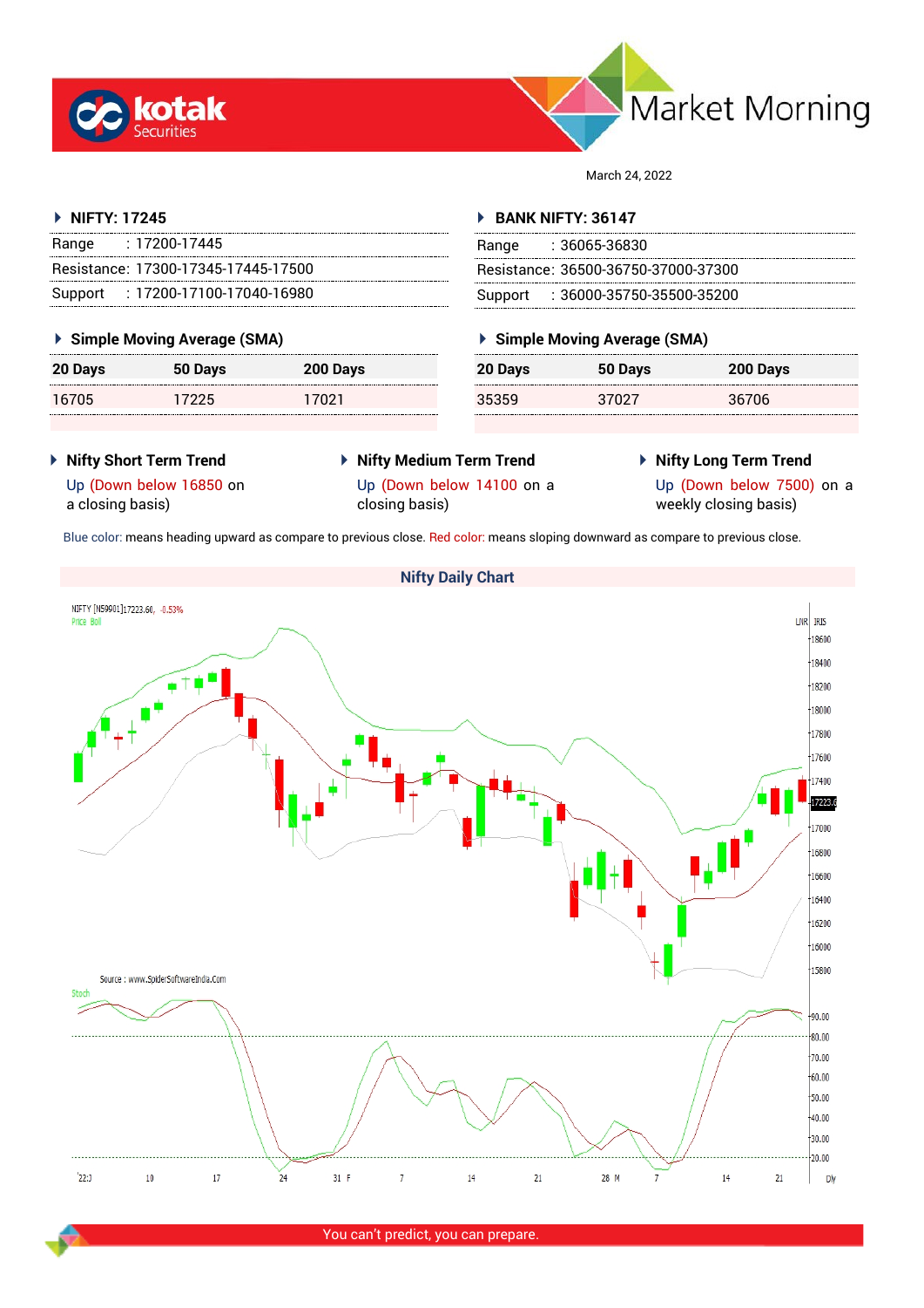# Market Morning

March 24, 2022

## NIFTY: 17245

| | |
|---|---|
| Range | : 17200-17445 |
| Resistance: | 17300-17345-17445-17500 |
| Support | : 17200-17100-17040-16980 |

### Simple Moving Average (SMA)

| 20 Days | 50 Days | 200 Days |
|---|---|---|
| 16705 | 17225 | 17021 |

## BANK NIFTY: 36147

| | |
|---|---|
| Range | : 36065-36830 |
| Resistance: | 36500-36750-37000-37300 |
| Support | : 36000-35750-35500-35200 |

### Simple Moving Average (SMA)

| 20 Days | 50 Days | 200 Days |
|---|---|---|
| 35359 | 37027 | 36706 |

### Nifty Short Term Trend

Up (Down below 16850 on a closing basis)

### Nifty Medium Term Trend

Up (Down below 14100 on a closing basis)

### Nifty Long Term Trend

Up (Down below 7500) on a weekly closing basis)

Blue color: means heading upward as compare to previous close. Red color: means sloping downward as compare to previous close.

### Nifty Daily Chart

Source : www.SpiderSoftwareIndia.Com

You can't predict, you can prepare.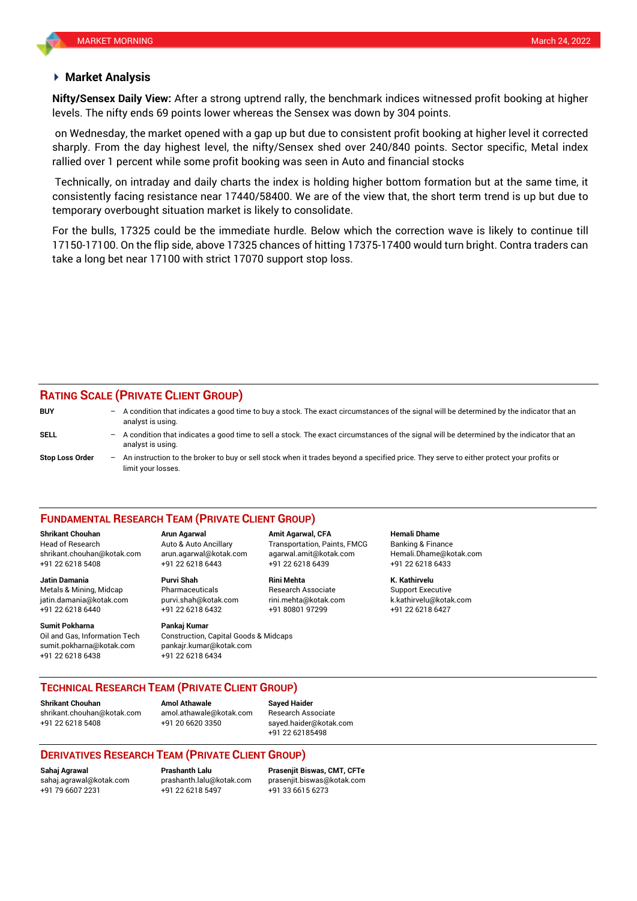## Market Analysis

**Nifty/Sensex Daily View:** After a strong uptrend rally, the benchmark indices witnessed profit booking at higher levels. The nifty ends 69 points lower whereas the Sensex was down by 304 points.

on Wednesday, the market opened with a gap up but due to consistent profit booking at higher level it corrected sharply. From the day highest level, the nifty/Sensex shed over 240/840 points. Sector specific, Metal index rallied over 1 percent while some profit booking was seen in Auto and financial stocks

Technically, on intraday and daily charts the index is holding higher bottom formation but at the same time, it consistently facing resistance near 17440/58400. We are of the view that, the short term trend is up but due to temporary overbought situation market is likely to consolidate.

For the bulls, 17325 could be the immediate hurdle. Below which the correction wave is likely to continue till 17150-17100. On the flip side, above 17325 chances of hitting 17375-17400 would turn bright. Contra traders can take a long bet near 17100 with strict 17070 support stop loss.

## RATING SCALE (PRIVATE CLIENT GROUP)

**BUY** – A condition that indicates a good time to buy a stock. The exact circumstances of the signal will be determined by the indicator that an analyst is using.

**SELL** – A condition that indicates a good time to sell a stock. The exact circumstances of the signal will be determined by the indicator that an analyst is using.

**Stop Loss Order** – An instruction to the broker to buy or sell stock when it trades beyond a specified price. They serve to either protect your profits or limit your losses.

## FUNDAMENTAL RESEARCH TEAM (PRIVATE CLIENT GROUP)

**Shrikant Chouhan**
Head of Research
shrikant.chouhan@kotak.com
+91 22 6218 5408

**Arun Agarwal**
Auto & Auto Ancillary
arun.agarwal@kotak.com
+91 22 6218 6443

**Amit Agarwal, CFA**
Transportation, Paints, FMCG
agarwal.amit@kotak.com
+91 22 6218 6439

**Hemali Dhame**
Banking & Finance
Hemali.Dhame@kotak.com
+91 22 6218 6433

**Jatin Damania**
Metals & Mining, Midcap
jatin.damania@kotak.com
+91 22 6218 6440

**Purvi Shah**
Pharmaceuticals
purvi.shah@kotak.com
+91 22 6218 6432

**Rini Mehta**
Research Associate
rini.mehta@kotak.com
+91 80801 97299

**K. Kathirvelu**
Support Executive
k.kathirvelu@kotak.com
+91 22 6218 6427

**Sumit Pokharna**
Oil and Gas, Information Tech
sumit.pokharna@kotak.com
+91 22 6218 6438

**Pankaj Kumar**
Construction, Capital Goods & Midcaps
pankajr.kumar@kotak.com
+91 22 6218 6434

## TECHNICAL RESEARCH TEAM (PRIVATE CLIENT GROUP)

**Shrikant Chouhan**
shrikant.chouhan@kotak.com
+91 22 6218 5408

**Amol Athawale**
amol.athawale@kotak.com
+91 20 6620 3350

**Sayed Haider**
Research Associate
sayed.haider@kotak.com
+91 22 62185498

## DERIVATIVES RESEARCH TEAM (PRIVATE CLIENT GROUP)

**Sahaj Agrawal**
sahaj.agrawal@kotak.com
+91 79 6607 2231

**Prashanth Lalu**
prashanth.lalu@kotak.com
+91 22 6218 5497

**Prasenjit Biswas, CMT, CFTe**
prasenjit.biswas@kotak.com
+91 33 6615 6273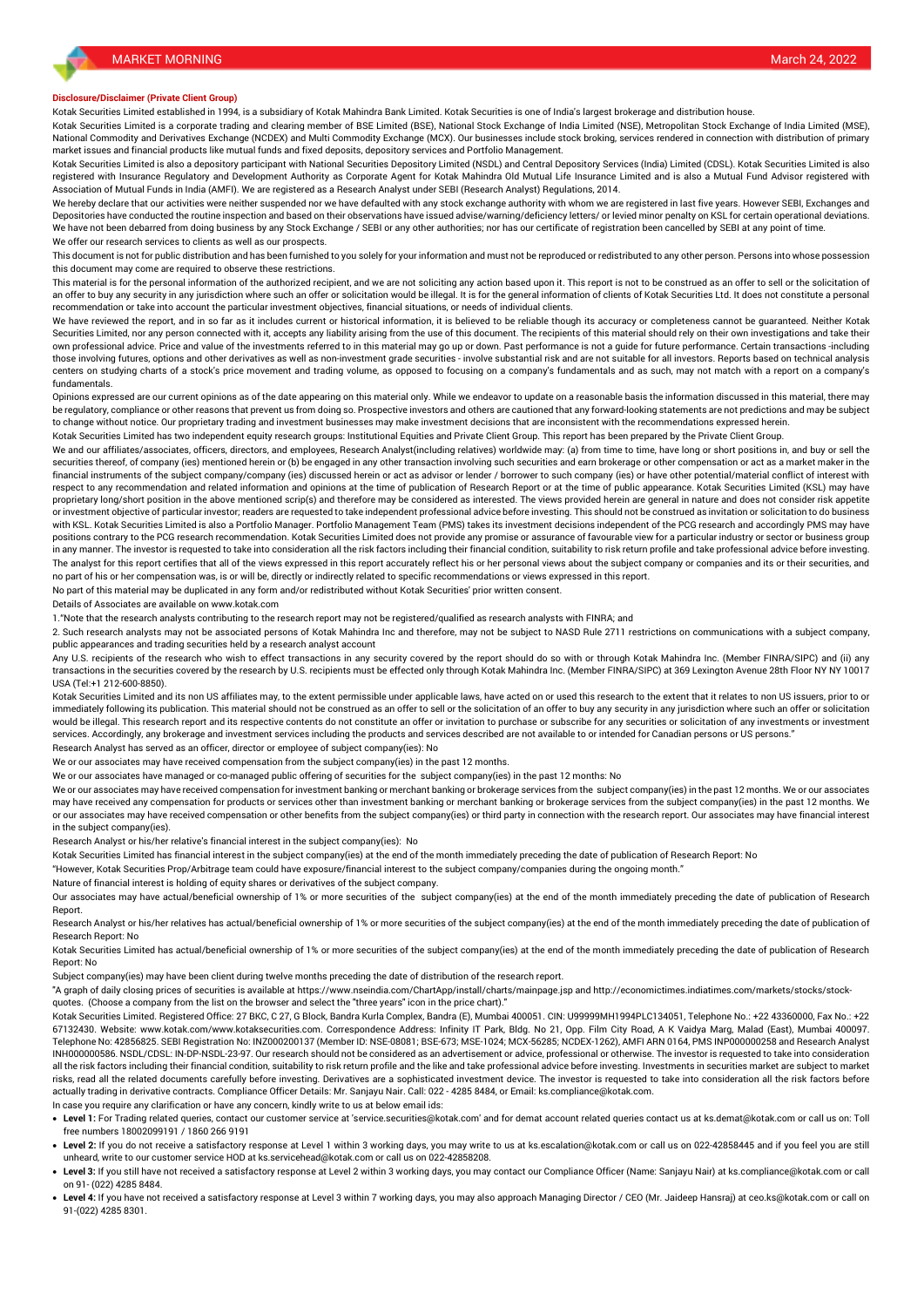**Disclosure/Disclaimer (Private Client Group)**

Kotak Securities Limited established in 1994, is a subsidiary of Kotak Mahindra Bank Limited. Kotak Securities is one of India's largest brokerage and distribution house.

Kotak Securities Limited is a corporate trading and clearing member of BSE Limited (BSE), National Stock Exchange of India Limited (NSE), Metropolitan Stock Exchange of India Limited (MSE), National Commodity and Derivatives Exchange (NCDEX) and Multi Commodity Exchange (MCX). Our businesses include stock broking, services rendered in connection with distribution of primary market issues and financial products like mutual funds and fixed deposits, depository services and Portfolio Management.

Kotak Securities Limited is also a depository participant with National Securities Depository Limited (NSDL) and Central Depository Services (India) Limited (CDSL). Kotak Securities Limited is also registered with Insurance Regulatory and Development Authority as Corporate Agent for Kotak Mahindra Old Mutual Life Insurance Limited and is also a Mutual Fund Advisor registered with Association of Mutual Funds in India (AMFI). We are registered as a Research Analyst under SEBI (Research Analyst) Regulations, 2014.

We hereby declare that our activities were neither suspended nor we have defaulted with any stock exchange authority with whom we are registered in last five years. However SEBI, Exchanges and Depositories have conducted the routine inspection and based on their observations have issued advise/warning/deficiency letters/ or levied minor penalty on KSL for certain operational deviations. We have not been debarred from doing business by any Stock Exchange / SEBI or any other authorities; nor has our certificate of registration been cancelled by SEBI at any point of time.

We offer our research services to clients as well as our prospects.

This document is not for public distribution and has been furnished to you solely for your information and must not be reproduced or redistributed to any other person. Persons into whose possession this document may come are required to observe these restrictions.

This material is for the personal information of the authorized recipient, and we are not soliciting any action based upon it. This report is not to be construed as an offer to sell or the solicitation of an offer to buy any security in any jurisdiction where such an offer or solicitation would be illegal. It is for the general information of clients of Kotak Securities Ltd. It does not constitute a personal recommendation or take into account the particular investment objectives, financial situations, or needs of individual clients.

We have reviewed the report, and in so far as it includes current or historical information, it is believed to be reliable though its accuracy or completeness cannot be guaranteed. Neither Kotak Securities Limited, nor any person connected with it, accepts any liability arising from the use of this document. The recipients of this material should rely on their own investigations and take their own professional advice. Price and value of the investments referred to in this material may go up or down. Past performance is not a guide for future performance. Certain transactions -including those involving futures, options and other derivatives as well as non-investment grade securities - involve substantial risk and are not suitable for all investors. Reports based on technical analysis centers on studying charts of a stock's price movement and trading volume, as opposed to focusing on a company's fundamentals and as such, may not match with a report on a company's fundamentals.

Opinions expressed are our current opinions as of the date appearing on this material only. While we endeavor to update on a reasonable basis the information discussed in this material, there may be regulatory, compliance or other reasons that prevent us from doing so. Prospective investors and others are cautioned that any forward-looking statements are not predictions and may be subject to change without notice. Our proprietary trading and investment businesses may make investment decisions that are inconsistent with the recommendations expressed herein.

Kotak Securities Limited has two independent equity research groups: Institutional Equities and Private Client Group. This report has been prepared by the Private Client Group.

We and our affiliates/associates, officers, directors, and employees, Research Analyst(including relatives) worldwide may: (a) from time to time, have long or short positions in, and buy or sell the securities thereof, of company (ies) mentioned herein or (b) be engaged in any other transaction involving such securities and earn brokerage or other compensation or act as a market maker in the financial instruments of the subject company/company (ies) discussed herein or act as advisor or lender / borrower to such company (ies) or have other potential/material conflict of interest with respect to any recommendation and related information and opinions at the time of publication of Research Report or at the time of public appearance. Kotak Securities Limited (KSL) may have proprietary long/short position in the above mentioned scrip(s) and therefore may be considered as interested. The views provided herein are general in nature and does not consider risk appetite or investment objective of particular investor; readers are requested to take independent professional advice before investing. This should not be construed as invitation or solicitation to do business with KSL. Kotak Securities Limited is also a Portfolio Manager. Portfolio Management Team (PMS) takes its investment decisions independent of the PCG research and accordingly PMS may have positions contrary to the PCG research recommendation. Kotak Securities Limited does not provide any promise or assurance of favourable view for a particular industry or sector or business group in any manner. The investor is requested to take into consideration all the risk factors including their financial condition, suitability to risk return profile and take professional advice before investing. The analyst for this report certifies that all of the views expressed in this report accurately reflect his or her personal views about the subject company or companies and its or their securities, and no part of his or her compensation was, is or will be, directly or indirectly related to specific recommendations or views expressed in this report.

No part of this material may be duplicated in any form and/or redistributed without Kotak Securities' prior written consent.

Details of Associates are available on www.kotak.com

1."Note that the research analysts contributing to the research report may not be registered/qualified as research analysts with FINRA; and

2. Such research analysts may not be associated persons of Kotak Mahindra Inc and therefore, may not be subject to NASD Rule 2711 restrictions on communications with a subject company, public appearances and trading securities held by a research analyst account

Any U.S. recipients of the research who wish to effect transactions in any security covered by the report should do so with or through Kotak Mahindra Inc. (Member FINRA/SIPC) and (ii) any transactions in the securities covered by the research by U.S. recipients must be effected only through Kotak Mahindra Inc. (Member FINRA/SIPC) at 369 Lexington Avenue 28th Floor NY NY 10017 USA (Tel:+1 212-600-8850).

Kotak Securities Limited and its non US affiliates may, to the extent permissible under applicable laws, have acted on or used this research to the extent that it relates to non US issuers, prior to or immediately following its publication. This material should not be construed as an offer to sell or the solicitation of an offer to buy any security in any jurisdiction where such an offer or solicitation would be illegal. This research report and its respective contents do not constitute an offer or invitation to purchase or subscribe for any securities or solicitation of any investments or investment services. Accordingly, any brokerage and investment services including the products and services described are not available to or intended for Canadian persons or US persons."

Research Analyst has served as an officer, director or employee of subject company(ies): No

We or our associates may have received compensation from the subject company(ies) in the past 12 months.

We or our associates have managed or co-managed public offering of securities for the subject company(ies) in the past 12 months: No

We or our associates may have received compensation for investment banking or merchant banking or brokerage services from the subject company(ies) in the past 12 months. We or our associates may have received any compensation for products or services other than investment banking or merchant banking or brokerage services from the subject company(ies) in the past 12 months. We or our associates may have received compensation or other benefits from the subject company(ies) or third party in connection with the research report. Our associates may have financial interest in the subject company(ies).

Research Analyst or his/her relative's financial interest in the subject company(ies): No

Kotak Securities Limited has financial interest in the subject company(ies) at the end of the month immediately preceding the date of publication of Research Report: No

"However, Kotak Securities Prop/Arbitrage team could have exposure/financial interest to the subject company/companies during the ongoing month."

Nature of financial interest is holding of equity shares or derivatives of the subject company.

Our associates may have actual/beneficial ownership of 1% or more securities of the subject company(ies) at the end of the month immediately preceding the date of publication of Research Report.

Research Analyst or his/her relatives has actual/beneficial ownership of 1% or more securities of the subject company(ies) at the end of the month immediately preceding the date of publication of Research Report: No

Kotak Securities Limited has actual/beneficial ownership of 1% or more securities of the subject company(ies) at the end of the month immediately preceding the date of publication of Research Report: No

Subject company(ies) may have been client during twelve months preceding the date of distribution of the research report.

"A graph of daily closing prices of securities is available at https://www.nseindia.com/ChartApp/install/charts/mainpage.jsp and http://economictimes.indiatimes.com/markets/stocks/stock-quotes. (Choose a company from the list on the browser and select the "three years" icon in the price chart)."

Kotak Securities Limited. Registered Office: 27 BKC, C 27, G Block, Bandra Kurla Complex, Bandra (E), Mumbai 400051. CIN: U99999MH1994PLC134051, Telephone No.: +22 43360000, Fax No.: +22 67132430. Website: www.kotak.com/www.kotaksecurities.com. Correspondence Address: Infinity IT Park, Bldg. No 21, Opp. Film City Road, A K Vaidya Marg, Malad (East), Mumbai 400097. Telephone No: 42856825. SEBI Registration No: INZ000200137 (Member ID: NSE-08081; BSE-673; MSE-1024; MCX-56285; NCDEX-1262), AMFI ARN 0164, PMS INP000000258 and Research Analyst INH000000586. NSDL/CDSL: IN-DP-NSDL-23-97. Our research should not be considered as an advertisement or advice, professional or otherwise. The investor is requested to take into consideration all the risk factors including their financial condition, suitability to risk return profile and the like and take professional advice before investing. Investments in securities market are subject to market risks, read all the related documents carefully before investing. Derivatives are a sophisticated investment device. The investor is requested to take into consideration all the risk factors before actually trading in derivative contracts. Compliance Officer Details: Mr. Sanjayu Nair. Call: 022 - 4285 8484, or Email: ks.compliance@kotak.com.

In case you require any clarification or have any concern, kindly write to us at below email ids:

- **Level 1:** For Trading related queries, contact our customer service at 'service.securities@kotak.com' and for demat account related queries contact us at ks.demat@kotak.com or call us on: Toll free numbers 18002099191 / 1860 266 9191
- **Level 2:** If you do not receive a satisfactory response at Level 1 within 3 working days, you may write to us at ks.escalation@kotak.com or call us on 022-42858445 and if you feel you are still unheard, write to our customer service HOD at ks.servicehead@kotak.com or call us on 022-42858208.
- **Level 3:** If you still have not received a satisfactory response at Level 2 within 3 working days, you may contact our Compliance Officer (Name: Sanjayu Nair) at ks.compliance@kotak.com or call on 91- (022) 4285 8484.
- **Level 4:** If you have not received a satisfactory response at Level 3 within 7 working days, you may also approach Managing Director / CEO (Mr. Jaideep Hansraj) at ceo.ks@kotak.com or call on 91-(022) 4285 8301.